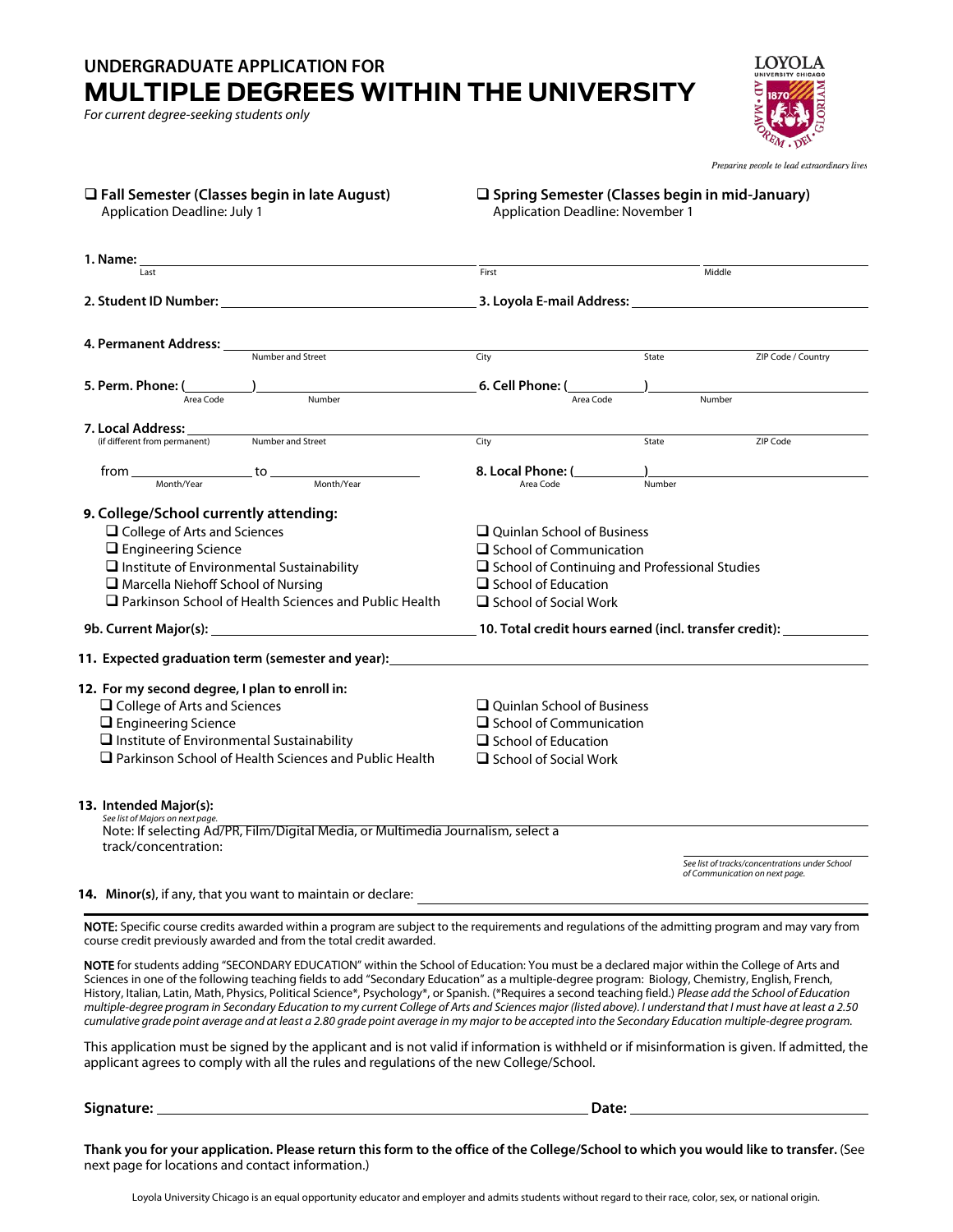# UNDERGRADUATE APPLICATION FOR
# MULTIPLE DEGREES WITHIN THE UNIVERSITY

*For current degree-seeking students only*

LOYOLA UNIVERSITY CHICAGO

*Preparing people to lead extraordinary lives*

❑ **Fall Semester (Classes begin in late August)**
Application Deadline: July 1

❑ **Spring Semester (Classes begin in mid-January)**
Application Deadline: November 1

**1. Name:** ______________________ ______________________ ______________________
Last / First / Middle

**2. Student ID Number:** ______________________ **3. Loyola E-mail Address:** ______________________

**4. Permanent Address:** ______________________ ______________________ ______________________ ______________________
Number and Street / City / State / ZIP Code / Country

**5. Perm. Phone:** (________) ______________________ **6. Cell Phone:** (________) ______________________
Area Code / Number

**7. Local Address:** ______________________ ______________________ ______________________ ______________________
(if different from permanent) Number and Street / City / State / ZIP Code

from ______________ to ______________
Month/Year / Month/Year

**8. Local Phone:** (________) ______________________
Area Code / Number

**9. College/School currently attending:**

- ❑ College of Arts and Sciences
- ❑ Engineering Science
- ❑ Institute of Environmental Sustainability
- ❑ Marcella Niehoff School of Nursing
- ❑ Parkinson School of Health Sciences and Public Health
- ❑ Quinlan School of Business
- ❑ School of Communication
- ❑ School of Continuing and Professional Studies
- ❑ School of Education
- ❑ School of Social Work

**9b. Current Major(s):** ______________________ **10. Total credit hours earned (incl. transfer credit):** __________

**11. Expected graduation term (semester and year):** ______________________

**12. For my second degree, I plan to enroll in:**

- ❑ College of Arts and Sciences
- ❑ Engineering Science
- ❑ Institute of Environmental Sustainability
- ❑ Parkinson School of Health Sciences and Public Health
- ❑ Quinlan School of Business
- ❑ School of Communication
- ❑ School of Education
- ❑ School of Social Work

**13. Intended Major(s):** ______________________
*See list of Majors on next page.*
Note: If selecting Ad/PR, Film/Digital Media, or Multimedia Journalism, select a track/concentration: ______________________
*See list of tracks/concentrations under School of Communication on next page.*

**14. Minor(s)**, if any, that you want to maintain or declare: ______________________

**NOTE:** Specific course credits awarded within a program are subject to the requirements and regulations of the admitting program and may vary from course credit previously awarded and from the total credit awarded.

**NOTE** for students adding "SECONDARY EDUCATION" within the School of Education: You must be a declared major within the College of Arts and Sciences in one of the following teaching fields to add "Secondary Education" as a multiple-degree program: Biology, Chemistry, English, French, History, Italian, Latin, Math, Physics, Political Science*, Psychology*, or Spanish. (*Requires a second teaching field.) *Please add the School of Education multiple-degree program in Secondary Education to my current College of Arts and Sciences major (listed above). I understand that I must have at least a 2.50 cumulative grade point average and at least a 2.80 grade point average in my major to be accepted into the Secondary Education multiple-degree program.*

This application must be signed by the applicant and is not valid if information is withheld or if misinformation is given. If admitted, the applicant agrees to comply with all the rules and regulations of the new College/School.

**Signature:** ______________________ **Date:** ______________________

**Thank you for your application. Please return this form to the office of the College/School to which you would like to transfer.** (See next page for locations and contact information.)

Loyola University Chicago is an equal opportunity educator and employer and admits students without regard to their race, color, sex, or national origin.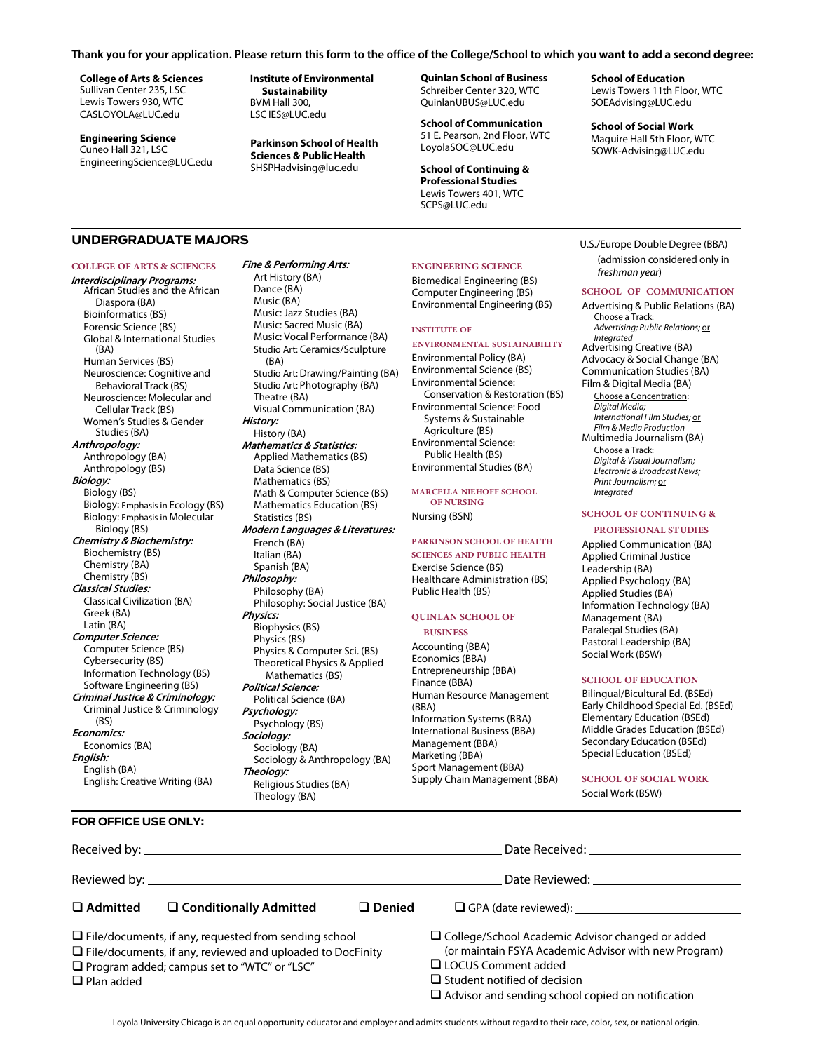**Thank you for your application. Please return this form to the office of the College/School to which you want to add a second degree:**

**College of Arts & Sciences**
Sullivan Center 235, LSC
Lewis Towers 930, WTC
CASLOYOLA@LUC.edu

**Engineering Science**
Cuneo Hall 321, LSC
EngineeringScience@LUC.edu

**Institute of Environmental Sustainability**
BVM Hall 300,
LSC IES@LUC.edu

**Parkinson School of Health Sciences & Public Health**
SHSPHadvising@luc.edu

**Quinlan School of Business**
Schreiber Center 320, WTC
QuinlanUBUS@LUC.edu

**School of Communication**
51 E. Pearson, 2nd Floor, WTC
LoyolaSOC@LUC.edu

**School of Continuing & Professional Studies**
Lewis Towers 401, WTC
SCPS@LUC.edu

**School of Education**
Lewis Towers 11th Floor, WTC
SOEAdvising@LUC.edu

**School of Social Work**
Maguire Hall 5th Floor, WTC
SOWK-Advising@LUC.edu

## UNDERGRADUATE MAJORS

### COLLEGE OF ARTS & SCIENCES

***Interdisciplinary Programs:***
- African Studies and the African Diaspora (BA)
- Bioinformatics (BS)
- Forensic Science (BS)
- Global & International Studies (BA)
- Human Services (BS)
- Neuroscience: Cognitive and Behavioral Track (BS)
- Neuroscience: Molecular and Cellular Track (BS)
- Women's Studies & Gender Studies (BA)

***Anthropology:***
- Anthropology (BA)
- Anthropology (BS)

***Biology:***
- Biology (BS)
- Biology: Emphasis in Ecology (BS)
- Biology: Emphasis in Molecular Biology (BS)

***Chemistry & Biochemistry:***
- Biochemistry (BS)
- Chemistry (BA)
- Chemistry (BS)

***Classical Studies:***
- Classical Civilization (BA)
- Greek (BA)
- Latin (BA)

***Computer Science:***
- Computer Science (BS)
- Cybersecurity (BS)
- Information Technology (BS)
- Software Engineering (BS)

***Criminal Justice & Criminology:***
- Criminal Justice & Criminology (BS)

***Economics:***
- Economics (BA)

***English:***
- English (BA)
- English: Creative Writing (BA)

***Fine & Performing Arts:***
- Art History (BA)
- Dance (BA)
- Music (BA)
- Music: Jazz Studies (BA)
- Music: Sacred Music (BA)
- Music: Vocal Performance (BA)
- Studio Art: Ceramics/Sculpture (BA)
- Studio Art: Drawing/Painting (BA)
- Studio Art: Photography (BA)
- Theatre (BA)
- Visual Communication (BA)

***History:***
- History (BA)

***Mathematics & Statistics:***
- Applied Mathematics (BS)
- Data Science (BS)
- Mathematics (BS)
- Math & Computer Science (BS)
- Mathematics Education (BS)
- Statistics (BS)

***Modern Languages & Literatures:***
- French (BA)
- Italian (BA)
- Spanish (BA)

***Philosophy:***
- Philosophy (BA)
- Philosophy: Social Justice (BA)

***Physics:***
- Biophysics (BS)
- Physics (BS)
- Physics & Computer Sci. (BS)
- Theoretical Physics & Applied Mathematics (BS)

***Political Science:***
- Political Science (BA)

***Psychology:***
- Psychology (BS)

***Sociology:***
- Sociology (BA)
- Sociology & Anthropology (BA)

***Theology:***
- Religious Studies (BA)
- Theology (BA)

### ENGINEERING SCIENCE
- Biomedical Engineering (BS)
- Computer Engineering (BS)
- Environmental Engineering (BS)

### INSTITUTE OF ENVIRONMENTAL SUSTAINABILITY
- Environmental Policy (BA)
- Environmental Science (BS)
- Environmental Science: Conservation & Restoration (BS)
- Environmental Science: Food Systems & Sustainable Agriculture (BS)
- Environmental Science: Public Health (BS)
- Environmental Studies (BA)

### MARCELLA NIEHOFF SCHOOL OF NURSING
- Nursing (BSN)

### PARKINSON SCHOOL OF HEALTH SCIENCES AND PUBLIC HEALTH
- Exercise Science (BS)
- Healthcare Administration (BS)
- Public Health (BS)

### QUINLAN SCHOOL OF BUSINESS
- Accounting (BBA)
- Economics (BBA)
- Entrepreneurship (BBA)
- Finance (BBA)
- Human Resource Management (BBA)
- Information Systems (BBA)
- International Business (BBA)
- Management (BBA)
- Marketing (BBA)
- Sport Management (BBA)
- Supply Chain Management (BBA)
- U.S./Europe Double Degree (BBA) (admission considered only in *freshman year*)

### SCHOOL OF COMMUNICATION
- Advertising & Public Relations (BA)
  - Choose a Track: *Advertising; Public Relations;* or *Integrated*
- Advertising Creative (BA)
- Advocacy & Social Change (BA)
- Communication Studies (BA)
- Film & Digital Media (BA)
  - Choose a Concentration: *Digital Media; International Film Studies;* or *Film & Media Production*
- Multimedia Journalism (BA)
  - Choose a Track: *Digital & Visual Journalism; Electronic & Broadcast News; Print Journalism;* or *Integrated*

### SCHOOL OF CONTINUING & PROFESSIONAL STUDIES
- Applied Communication (BA)
- Applied Criminal Justice Leadership (BA)
- Applied Psychology (BA)
- Applied Studies (BA)
- Information Technology (BA)
- Management (BA)
- Paralegal Studies (BA)
- Pastoral Leadership (BA)
- Social Work (BSW)

### SCHOOL OF EDUCATION
- Bilingual/Bicultural Ed. (BSEd)
- Early Childhood Special Ed. (BSEd)
- Elementary Education (BSEd)
- Middle Grades Education (BSEd)
- Secondary Education (BSEd)
- Special Education (BSEd)

### SCHOOL OF SOCIAL WORK
- Social Work (BSW)

## FOR OFFICE USE ONLY:

Received by: ______________________________ Date Received: ______________

Reviewed by: ______________________________ Date Reviewed: ______________

❑ Admitted ❑ Conditionally Admitted ❑ Denied ❑ GPA (date reviewed): ______________

❑ File/documents, if any, requested from sending school
❑ File/documents, if any, reviewed and uploaded to DocFinity
❑ Program added; campus set to "WTC" or "LSC"
❑ Plan added
❑ College/School Academic Advisor changed or added (or maintain FSYA Academic Advisor with new Program)
❑ LOCUS Comment added
❑ Student notified of decision
❑ Advisor and sending school copied on notification

Loyola University Chicago is an equal opportunity educator and employer and admits students without regard to their race, color, sex, or national origin.